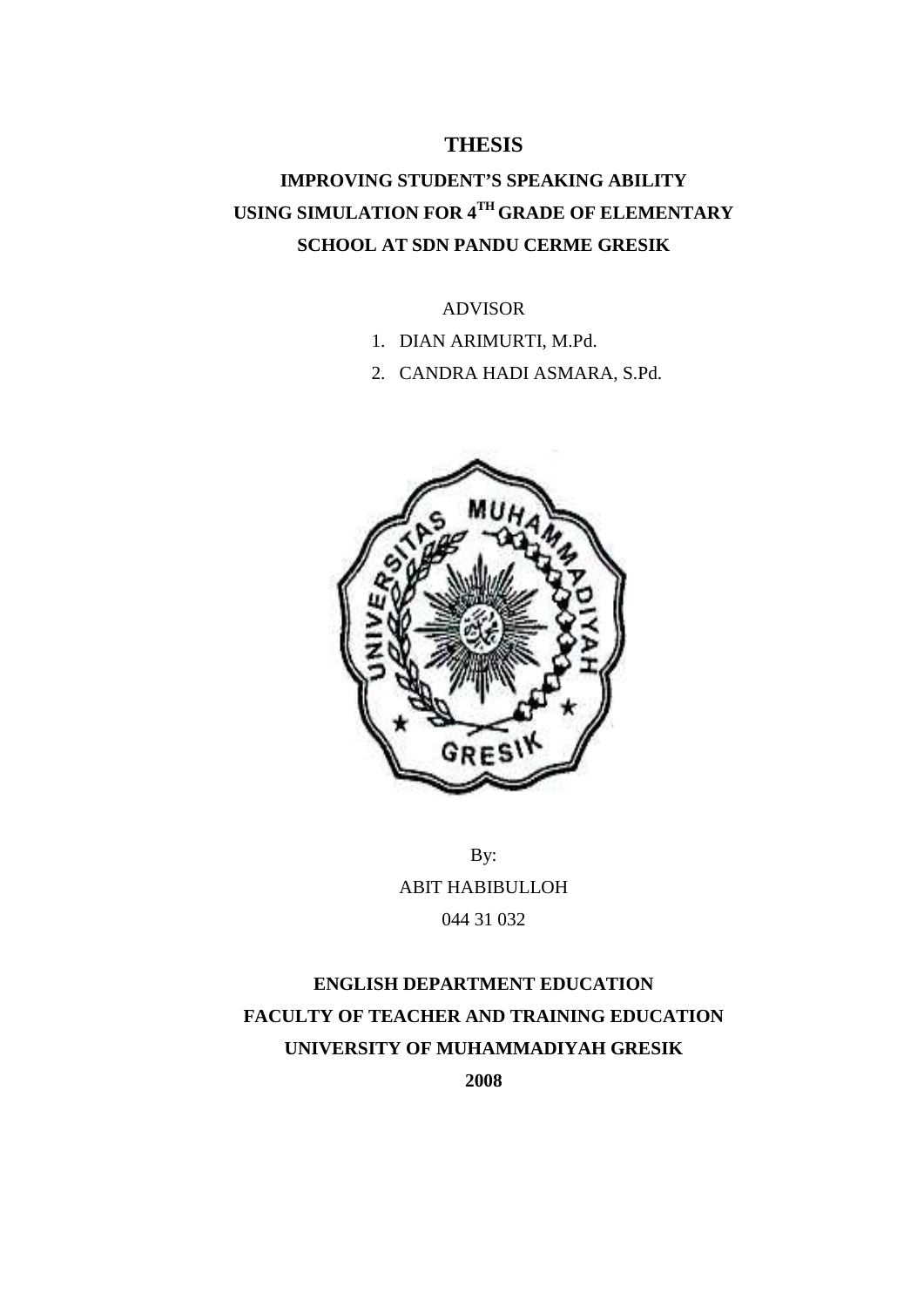# THESIS

## IMPROVING STUDENT'S SPEAKING ABILITY USING SIMULATION FOR 4TH GRADE OF ELEMENTARY SCHOOL AT SDN PANDU CERME GRESIK

ADVISOR

1. DIAN ARIMURTI, M.Pd.
2. CANDRA HADI ASMARA, S.Pd.

By:

ABIT HABIBULLOH

044 31 032

**ENGLISH DEPARTMENT EDUCATION**

**FACULTY OF TEACHER AND TRAINING EDUCATION**

**UNIVERSITY OF MUHAMMADIYAH GRESIK**

**2008**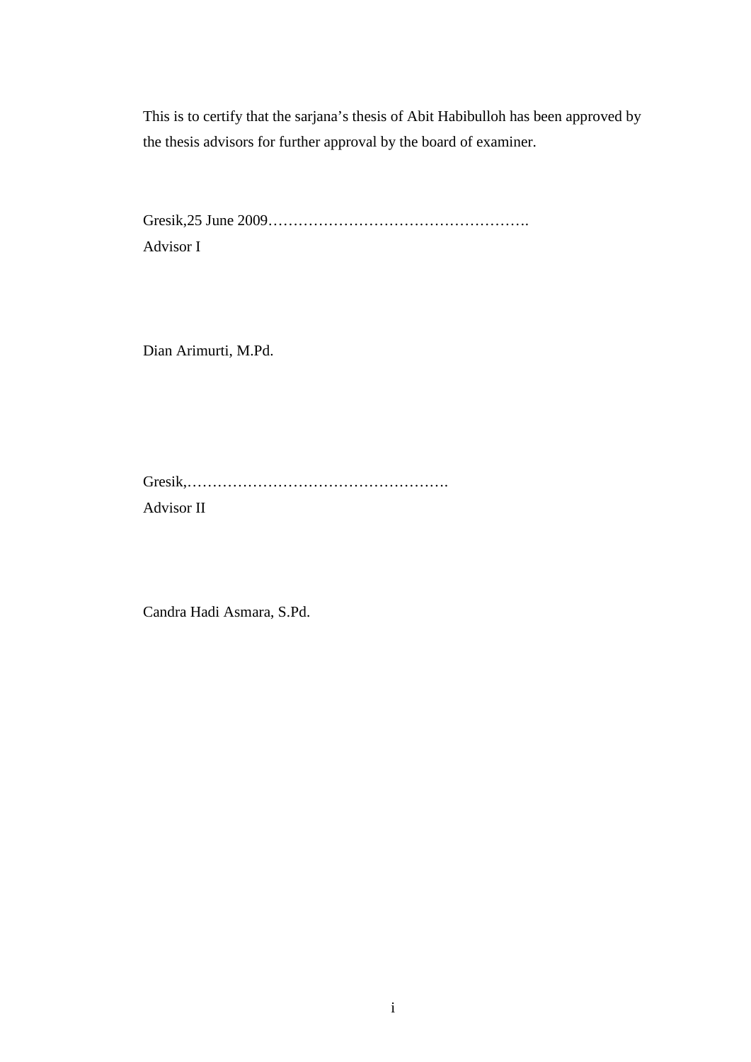This is to certify that the sarjana's thesis of Abit Habibulloh has been approved by the thesis advisors for further approval by the board of examiner.

Gresik,25 June 2009…………………………………………….

Advisor I

Dian Arimurti, M.Pd.

Gresik,…………………………………………….

Advisor II

Candra Hadi Asmara, S.Pd.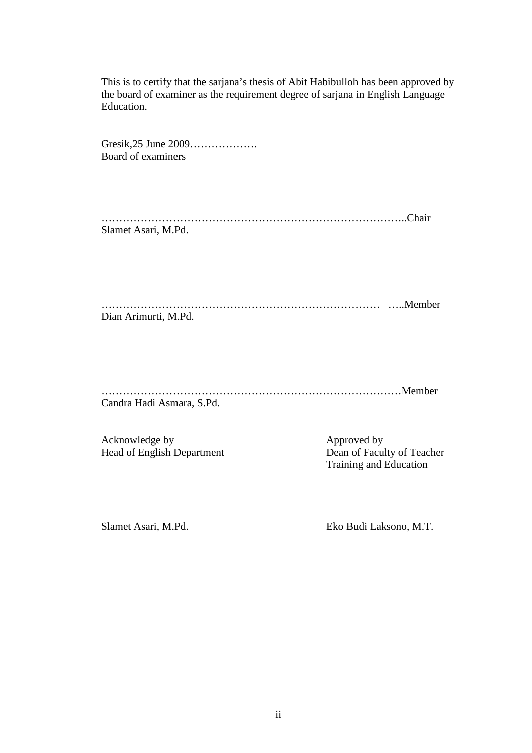This is to certify that the sarjana's thesis of Abit Habibulloh has been approved by the board of examiner as the requirement degree of sarjana in English Language Education.

Gresik,25 June 2009……………….
Board of examiners

……………………………………………………………………..Chair
Slamet Asari, M.Pd.

…………………………………………………………………… …..Member
Dian Arimurti, M.Pd.

………………………………………………………………………Member
Candra Hadi Asmara, S.Pd.

Acknowledge by
Head of English Department

Slamet Asari, M.Pd.

Approved by
Dean of Faculty of Teacher Training and Education

Eko Budi Laksono, M.T.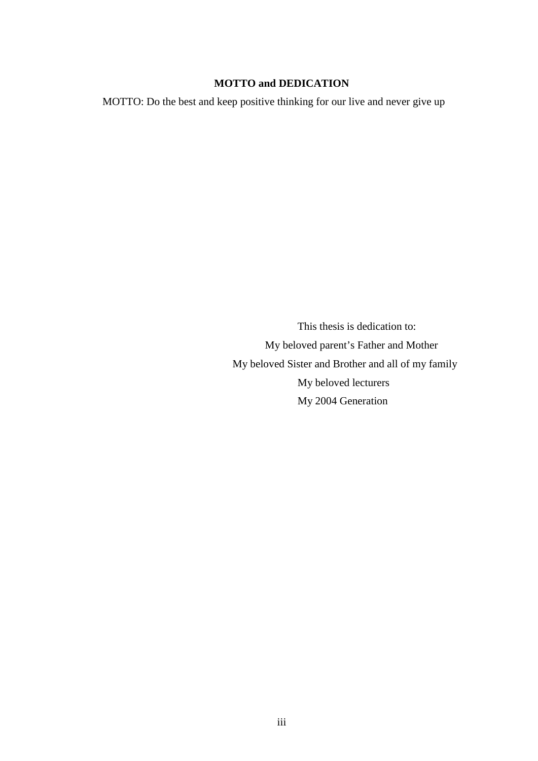## MOTTO and DEDICATION

MOTTO: Do the best and keep positive thinking for our live and never give up

This thesis is dedication to:

My beloved parent’s Father and Mother

My beloved Sister and Brother and all of my family

My beloved lecturers

My 2004 Generation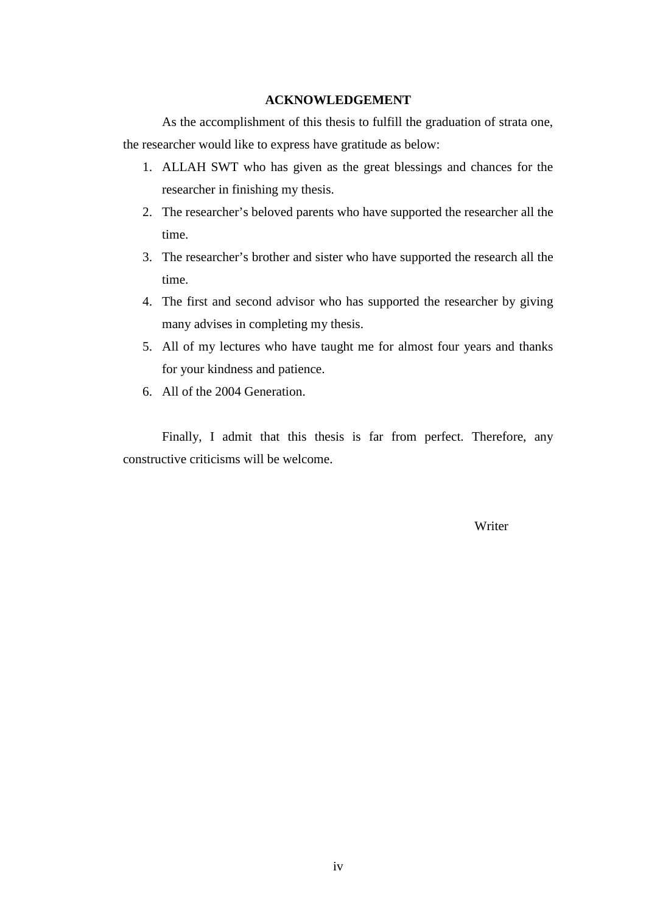## ACKNOWLEDGEMENT

As the accomplishment of this thesis to fulfill the graduation of strata one, the researcher would like to express have gratitude as below:

1. ALLAH SWT who has given as the great blessings and chances for the researcher in finishing my thesis.
2. The researcher's beloved parents who have supported the researcher all the time.
3. The researcher's brother and sister who have supported the research all the time.
4. The first and second advisor who has supported the researcher by giving many advises in completing my thesis.
5. All of my lectures who have taught me for almost four years and thanks for your kindness and patience.
6. All of the 2004 Generation.

Finally, I admit that this thesis is far from perfect. Therefore, any constructive criticisms will be welcome.

Writer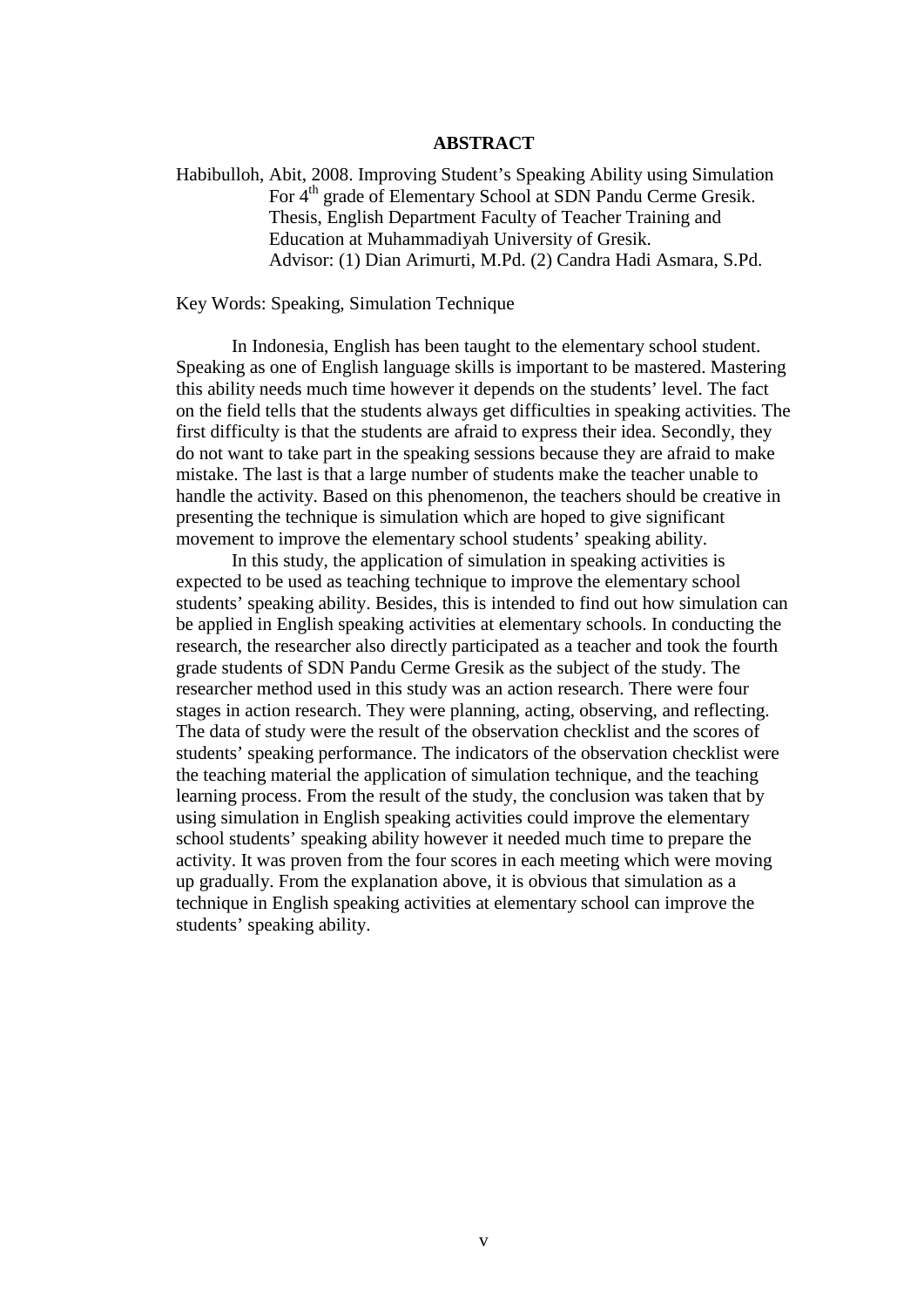# ABSTRACT

Habibulloh, Abit, 2008. Improving Student's Speaking Ability using Simulation For 4$^{th}$ grade of Elementary School at SDN Pandu Cerme Gresik. Thesis, English Department Faculty of Teacher Training and Education at Muhammadiyah University of Gresik. Advisor: (1) Dian Arimurti, M.Pd. (2) Candra Hadi Asmara, S.Pd.

Key Words: Speaking, Simulation Technique

In Indonesia, English has been taught to the elementary school student. Speaking as one of English language skills is important to be mastered. Mastering this ability needs much time however it depends on the students' level. The fact on the field tells that the students always get difficulties in speaking activities. The first difficulty is that the students are afraid to express their idea. Secondly, they do not want to take part in the speaking sessions because they are afraid to make mistake. The last is that a large number of students make the teacher unable to handle the activity. Based on this phenomenon, the teachers should be creative in presenting the technique is simulation which are hoped to give significant movement to improve the elementary school students' speaking ability.

In this study, the application of simulation in speaking activities is expected to be used as teaching technique to improve the elementary school students' speaking ability. Besides, this is intended to find out how simulation can be applied in English speaking activities at elementary schools. In conducting the research, the researcher also directly participated as a teacher and took the fourth grade students of SDN Pandu Cerme Gresik as the subject of the study. The researcher method used in this study was an action research. There were four stages in action research. They were planning, acting, observing, and reflecting. The data of study were the result of the observation checklist and the scores of students' speaking performance. The indicators of the observation checklist were the teaching material the application of simulation technique, and the teaching learning process. From the result of the study, the conclusion was taken that by using simulation in English speaking activities could improve the elementary school students' speaking ability however it needed much time to prepare the activity. It was proven from the four scores in each meeting which were moving up gradually. From the explanation above, it is obvious that simulation as a technique in English speaking activities at elementary school can improve the students' speaking ability.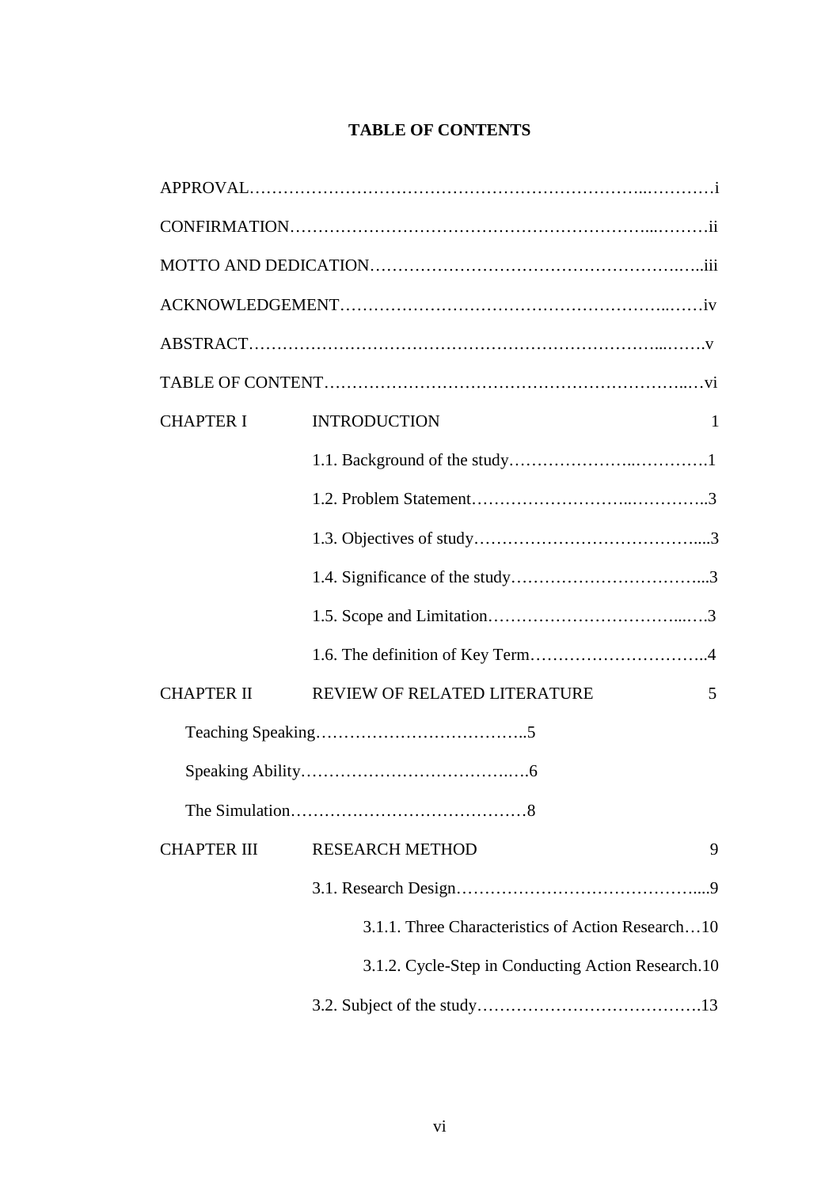# TABLE OF CONTENTS

APPROVAL……………………………………………………………..…………i

CONFIRMATION…………………………………………………………...………ii

MOTTO AND DEDICATION……………………………………………….…..iii

ACKNOWLEDGEMENT………………………………………………..……iv

ABSTRACT……………………………………………………………...…….v

TABLE OF CONTENT……………………………………………………..…vi

CHAPTER I INTRODUCTION 1

- 1.1. Background of the study…………………..………….1
- 1.2. Problem Statement……………………..…………..3
- 1.3. Objectives of study…………………………………....3
- 1.4. Significance of the study……………………………...3
- 1.5. Scope and Limitation……………………………..….3
- 1.6. The definition of Key Term…………………………..4

CHAPTER II REVIEW OF RELATED LITERATURE 5

- Teaching Speaking………………………………..5
- Speaking Ability……………………………….….6
- The Simulation……………………………………8

CHAPTER III RESEARCH METHOD 9

- 3.1. Research Design……………………………………....9
  - 3.1.1. Three Characteristics of Action Research…10
  - 3.1.2. Cycle-Step in Conducting Action Research.10
- 3.2. Subject of the study………………………………….13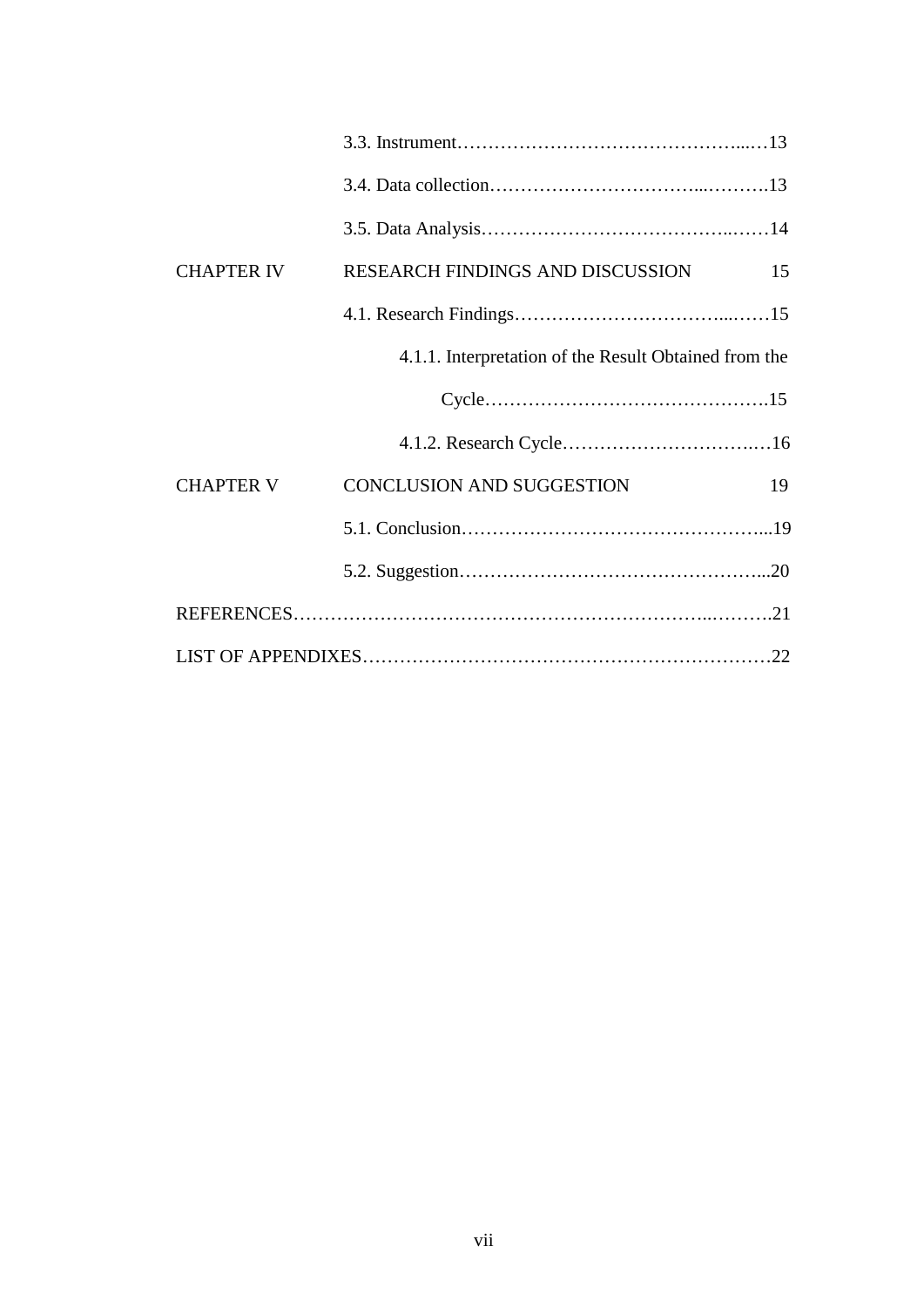| | | |
|---|---|---|
| | 3.3. Instrument | 13 |
| | 3.4. Data collection | 13 |
| | 3.5. Data Analysis | 14 |
| CHAPTER IV | RESEARCH FINDINGS AND DISCUSSION | 15 |
| | 4.1. Research Findings | 15 |
| | 4.1.1. Interpretation of the Result Obtained from the Cycle | 15 |
| | 4.1.2. Research Cycle | 16 |
| CHAPTER V | CONCLUSION AND SUGGESTION | 19 |
| | 5.1. Conclusion | 19 |
| | 5.2. Suggestion | 20 |
| REFERENCES | | 21 |
| LIST OF APPENDIXES | | 22 |